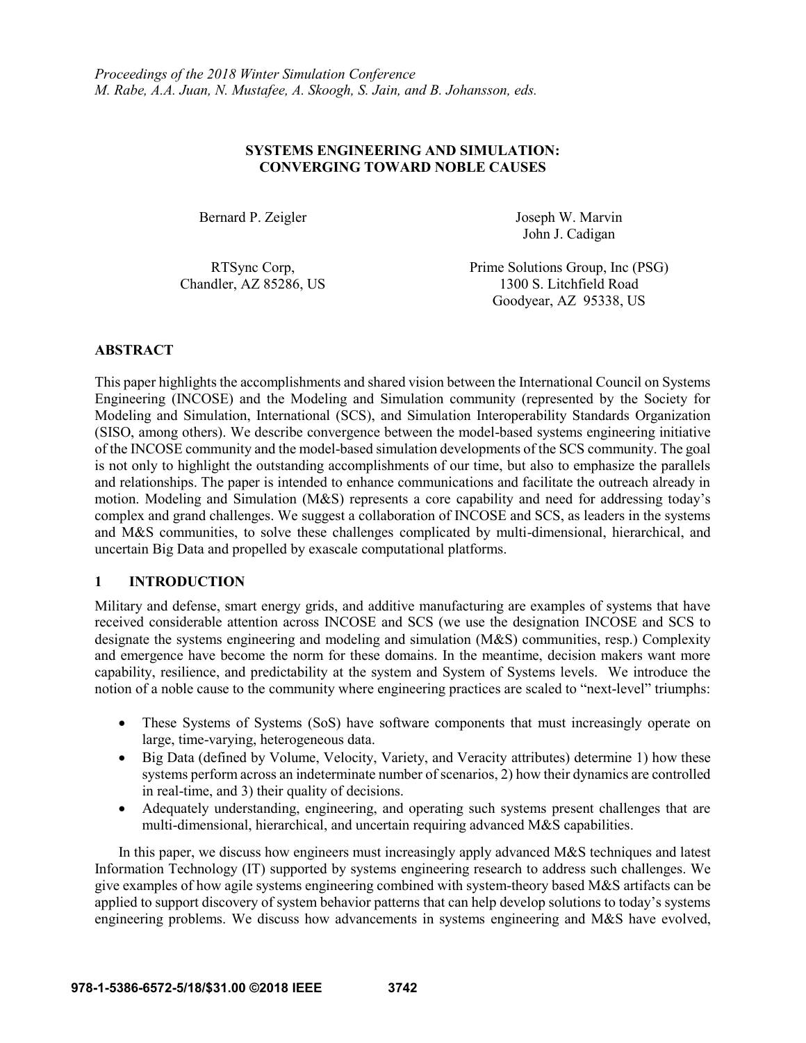*Proceedings of the 2018 Winter Simulation Conference*
*M. Rabe, A.A. Juan, N. Mustafee, A. Skoogh, S. Jain, and B. Johansson, eds.*

# SYSTEMS ENGINEERING AND SIMULATION: CONVERGING TOWARD NOBLE CAUSES

Bernard P. Zeigler

RTSync Corp,
Chandler, AZ 85286, US

Joseph W. Marvin
John J. Cadigan

Prime Solutions Group, Inc (PSG)
1300 S. Litchfield Road
Goodyear, AZ 95338, US

## ABSTRACT

This paper highlights the accomplishments and shared vision between the International Council on Systems Engineering (INCOSE) and the Modeling and Simulation community (represented by the Society for Modeling and Simulation, International (SCS), and Simulation Interoperability Standards Organization (SISO, among others). We describe convergence between the model-based systems engineering initiative of the INCOSE community and the model-based simulation developments of the SCS community. The goal is not only to highlight the outstanding accomplishments of our time, but also to emphasize the parallels and relationships. The paper is intended to enhance communications and facilitate the outreach already in motion. Modeling and Simulation (M&S) represents a core capability and need for addressing today's complex and grand challenges. We suggest a collaboration of INCOSE and SCS, as leaders in the systems and M&S communities, to solve these challenges complicated by multi-dimensional, hierarchical, and uncertain Big Data and propelled by exascale computational platforms.

## 1 INTRODUCTION

Military and defense, smart energy grids, and additive manufacturing are examples of systems that have received considerable attention across INCOSE and SCS (we use the designation INCOSE and SCS to designate the systems engineering and modeling and simulation (M&S) communities, resp.) Complexity and emergence have become the norm for these domains. In the meantime, decision makers want more capability, resilience, and predictability at the system and System of Systems levels. We introduce the notion of a noble cause to the community where engineering practices are scaled to "next-level" triumphs:

- These Systems of Systems (SoS) have software components that must increasingly operate on large, time-varying, heterogeneous data.
- Big Data (defined by Volume, Velocity, Variety, and Veracity attributes) determine 1) how these systems perform across an indeterminate number of scenarios, 2) how their dynamics are controlled in real-time, and 3) their quality of decisions.
- Adequately understanding, engineering, and operating such systems present challenges that are multi-dimensional, hierarchical, and uncertain requiring advanced M&S capabilities.

In this paper, we discuss how engineers must increasingly apply advanced M&S techniques and latest Information Technology (IT) supported by systems engineering research to address such challenges. We give examples of how agile systems engineering combined with system-theory based M&S artifacts can be applied to support discovery of system behavior patterns that can help develop solutions to today's systems engineering problems. We discuss how advancements in systems engineering and M&S have evolved,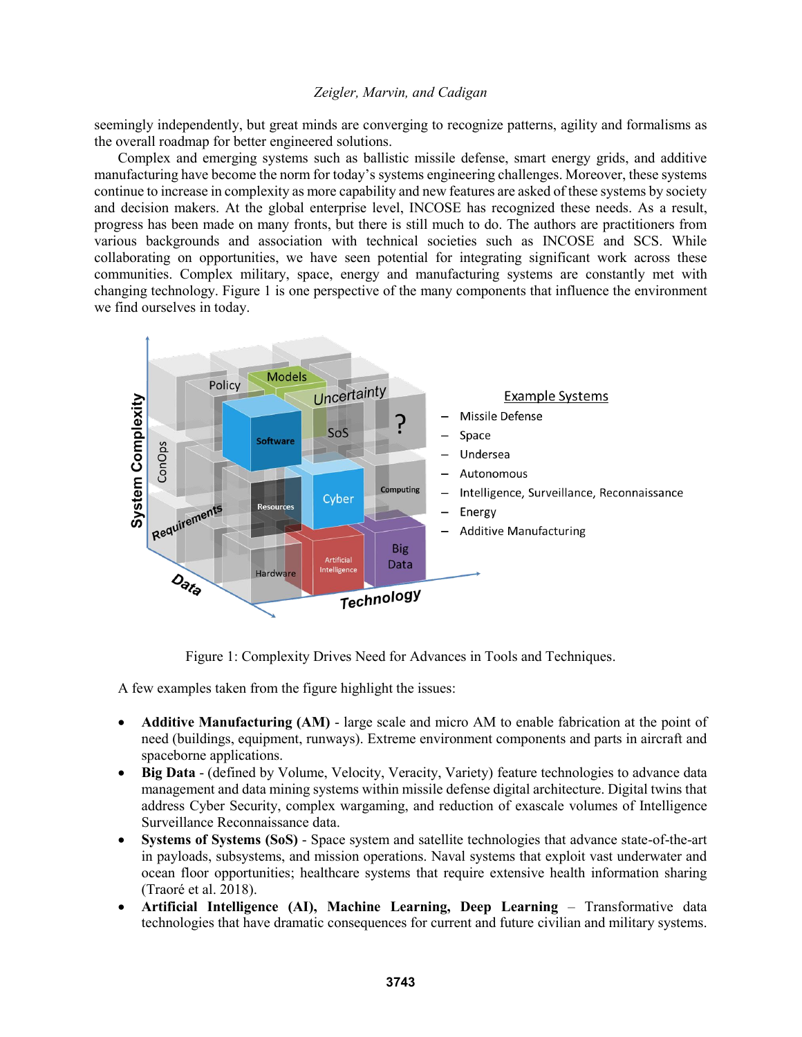seemingly independently, but great minds are converging to recognize patterns, agility and formalisms as the overall roadmap for better engineered solutions.

Complex and emerging systems such as ballistic missile defense, smart energy grids, and additive manufacturing have become the norm for today's systems engineering challenges. Moreover, these systems continue to increase in complexity as more capability and new features are asked of these systems by society and decision makers. At the global enterprise level, INCOSE has recognized these needs. As a result, progress has been made on many fronts, but there is still much to do. The authors are practitioners from various backgrounds and association with technical societies such as INCOSE and SCS. While collaborating on opportunities, we have seen potential for integrating significant work across these communities. Complex military, space, energy and manufacturing systems are constantly met with changing technology. Figure 1 is one perspective of the many components that influence the environment we find ourselves in today.

Figure 1: Complexity Drives Need for Advances in Tools and Techniques.

A few examples taken from the figure highlight the issues:

- **Additive Manufacturing (AM)** - large scale and micro AM to enable fabrication at the point of need (buildings, equipment, runways). Extreme environment components and parts in aircraft and spaceborne applications.
- **Big Data** - (defined by Volume, Velocity, Veracity, Variety) feature technologies to advance data management and data mining systems within missile defense digital architecture. Digital twins that address Cyber Security, complex wargaming, and reduction of exascale volumes of Intelligence Surveillance Reconnaissance data.
- **Systems of Systems (SoS)** - Space system and satellite technologies that advance state-of-the-art in payloads, subsystems, and mission operations. Naval systems that exploit vast underwater and ocean floor opportunities; healthcare systems that require extensive health information sharing (Traoré et al. 2018).
- **Artificial Intelligence (AI), Machine Learning, Deep Learning** – Transformative data technologies that have dramatic consequences for current and future civilian and military systems.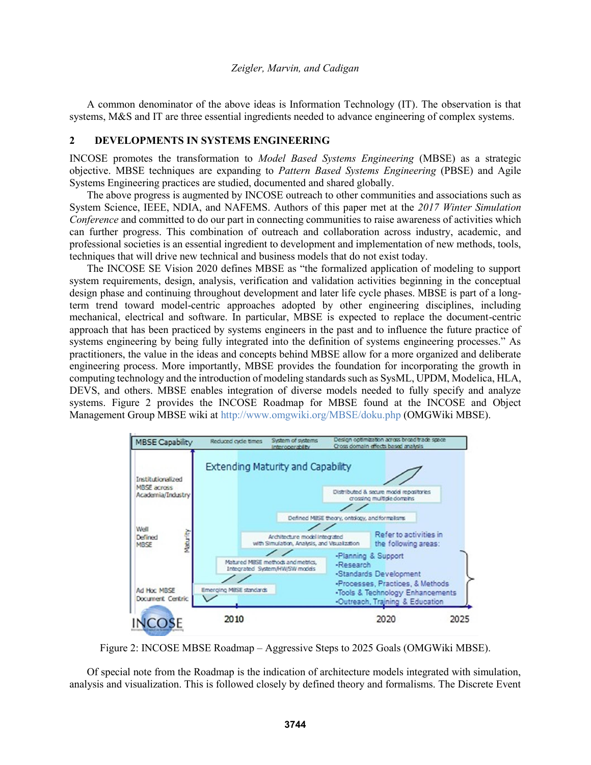A common denominator of the above ideas is Information Technology (IT). The observation is that systems, M&S and IT are three essential ingredients needed to advance engineering of complex systems.

## 2 DEVELOPMENTS IN SYSTEMS ENGINEERING

INCOSE promotes the transformation to *Model Based Systems Engineering* (MBSE) as a strategic objective. MBSE techniques are expanding to *Pattern Based Systems Engineering* (PBSE) and Agile Systems Engineering practices are studied, documented and shared globally.

The above progress is augmented by INCOSE outreach to other communities and associations such as System Science, IEEE, NDIA, and NAFEMS. Authors of this paper met at the *2017 Winter Simulation Conference* and committed to do our part in connecting communities to raise awareness of activities which can further progress. This combination of outreach and collaboration across industry, academic, and professional societies is an essential ingredient to development and implementation of new methods, tools, techniques that will drive new technical and business models that do not exist today.

The INCOSE SE Vision 2020 defines MBSE as "the formalized application of modeling to support system requirements, design, analysis, verification and validation activities beginning in the conceptual design phase and continuing throughout development and later life cycle phases. MBSE is part of a long-term trend toward model-centric approaches adopted by other engineering disciplines, including mechanical, electrical and software. In particular, MBSE is expected to replace the document-centric approach that has been practiced by systems engineers in the past and to influence the future practice of systems engineering by being fully integrated into the definition of systems engineering processes." As practitioners, the value in the ideas and concepts behind MBSE allow for a more organized and deliberate engineering process. More importantly, MBSE provides the foundation for incorporating the growth in computing technology and the introduction of modeling standards such as SysML, UPDM, Modelica, HLA, DEVS, and others. MBSE enables integration of diverse models needed to fully specify and analyze systems. Figure 2 provides the INCOSE Roadmap for MBSE found at the INCOSE and Object Management Group MBSE wiki at http://www.omgwiki.org/MBSE/doku.php (OMGWiki MBSE).

Figure 2: INCOSE MBSE Roadmap – Aggressive Steps to 2025 Goals (OMGWiki MBSE).

Of special note from the Roadmap is the indication of architecture models integrated with simulation, analysis and visualization. This is followed closely by defined theory and formalisms. The Discrete Event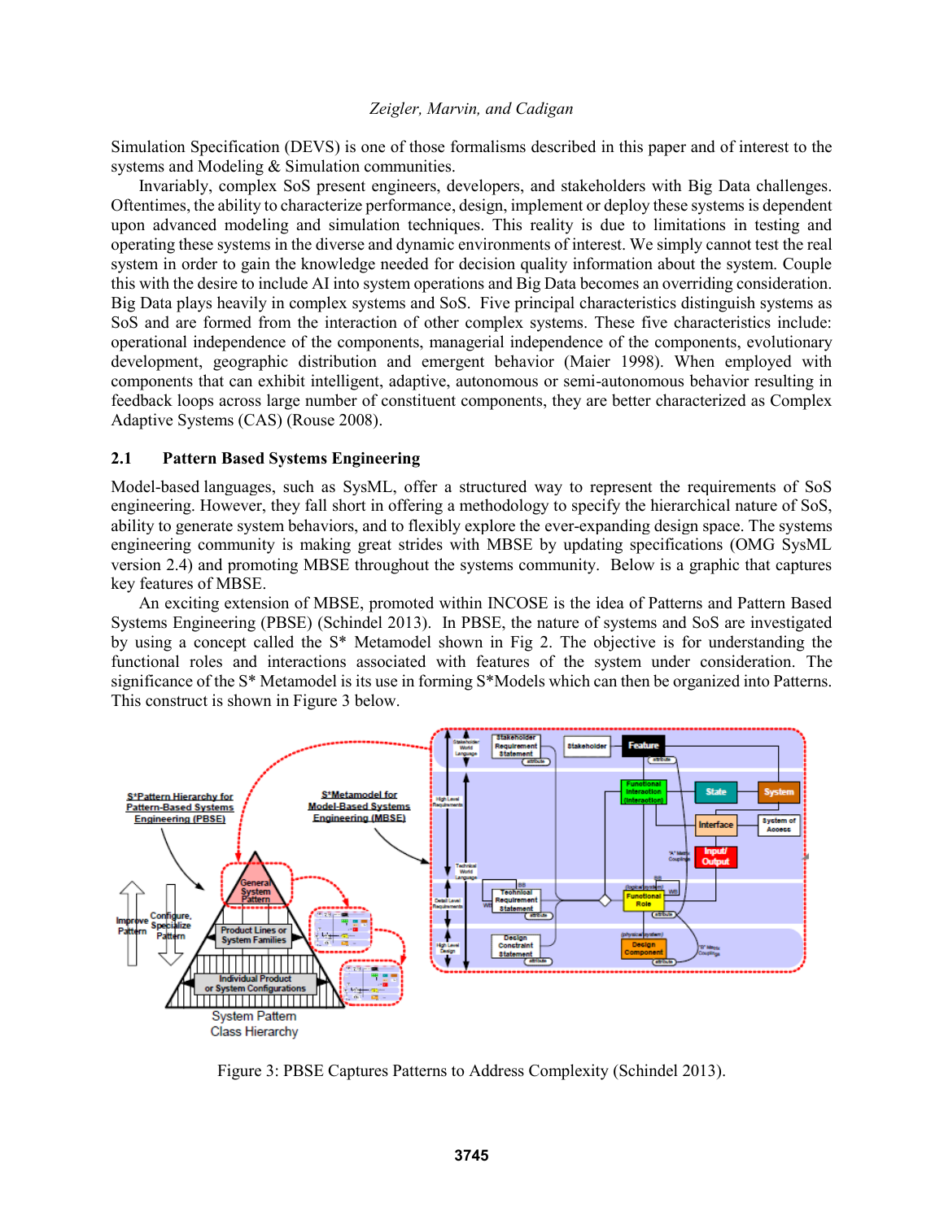Simulation Specification (DEVS) is one of those formalisms described in this paper and of interest to the systems and Modeling & Simulation communities.

Invariably, complex SoS present engineers, developers, and stakeholders with Big Data challenges. Oftentimes, the ability to characterize performance, design, implement or deploy these systems is dependent upon advanced modeling and simulation techniques. This reality is due to limitations in testing and operating these systems in the diverse and dynamic environments of interest. We simply cannot test the real system in order to gain the knowledge needed for decision quality information about the system. Couple this with the desire to include AI into system operations and Big Data becomes an overriding consideration. Big Data plays heavily in complex systems and SoS. Five principal characteristics distinguish systems as SoS and are formed from the interaction of other complex systems. These five characteristics include: operational independence of the components, managerial independence of the components, evolutionary development, geographic distribution and emergent behavior (Maier 1998). When employed with components that can exhibit intelligent, adaptive, autonomous or semi-autonomous behavior resulting in feedback loops across large number of constituent components, they are better characterized as Complex Adaptive Systems (CAS) (Rouse 2008).

## 2.1 Pattern Based Systems Engineering

Model-based languages, such as SysML, offer a structured way to represent the requirements of SoS engineering. However, they fall short in offering a methodology to specify the hierarchical nature of SoS, ability to generate system behaviors, and to flexibly explore the ever-expanding design space. The systems engineering community is making great strides with MBSE by updating specifications (OMG SysML version 2.4) and promoting MBSE throughout the systems community. Below is a graphic that captures key features of MBSE.

An exciting extension of MBSE, promoted within INCOSE is the idea of Patterns and Pattern Based Systems Engineering (PBSE) (Schindel 2013). In PBSE, the nature of systems and SoS are investigated by using a concept called the S* Metamodel shown in Fig 2. The objective is for understanding the functional roles and interactions associated with features of the system under consideration. The significance of the S* Metamodel is its use in forming S*Models which can then be organized into Patterns. This construct is shown in Figure 3 below.

Figure 3: PBSE Captures Patterns to Address Complexity (Schindel 2013).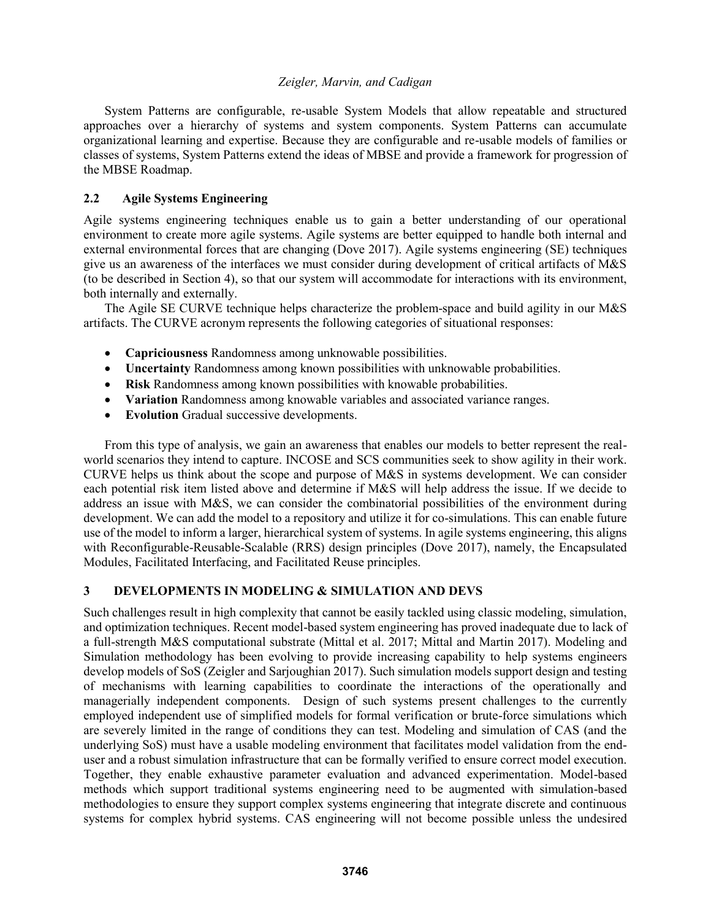System Patterns are configurable, re-usable System Models that allow repeatable and structured approaches over a hierarchy of systems and system components. System Patterns can accumulate organizational learning and expertise. Because they are configurable and re-usable models of families or classes of systems, System Patterns extend the ideas of MBSE and provide a framework for progression of the MBSE Roadmap.

### 2.2 Agile Systems Engineering

Agile systems engineering techniques enable us to gain a better understanding of our operational environment to create more agile systems. Agile systems are better equipped to handle both internal and external environmental forces that are changing (Dove 2017). Agile systems engineering (SE) techniques give us an awareness of the interfaces we must consider during development of critical artifacts of M&S (to be described in Section 4), so that our system will accommodate for interactions with its environment, both internally and externally.

The Agile SE CURVE technique helps characterize the problem-space and build agility in our M&S artifacts. The CURVE acronym represents the following categories of situational responses:

- **Capriciousness** Randomness among unknowable possibilities.
- **Uncertainty** Randomness among known possibilities with unknowable probabilities.
- **Risk** Randomness among known possibilities with knowable probabilities.
- **Variation** Randomness among knowable variables and associated variance ranges.
- **Evolution** Gradual successive developments.

From this type of analysis, we gain an awareness that enables our models to better represent the real-world scenarios they intend to capture. INCOSE and SCS communities seek to show agility in their work. CURVE helps us think about the scope and purpose of M&S in systems development. We can consider each potential risk item listed above and determine if M&S will help address the issue. If we decide to address an issue with M&S, we can consider the combinatorial possibilities of the environment during development. We can add the model to a repository and utilize it for co-simulations. This can enable future use of the model to inform a larger, hierarchical system of systems. In agile systems engineering, this aligns with Reconfigurable-Reusable-Scalable (RRS) design principles (Dove 2017), namely, the Encapsulated Modules, Facilitated Interfacing, and Facilitated Reuse principles.

## 3 DEVELOPMENTS IN MODELING & SIMULATION AND DEVS

Such challenges result in high complexity that cannot be easily tackled using classic modeling, simulation, and optimization techniques. Recent model-based system engineering has proved inadequate due to lack of a full-strength M&S computational substrate (Mittal et al. 2017; Mittal and Martin 2017). Modeling and Simulation methodology has been evolving to provide increasing capability to help systems engineers develop models of SoS (Zeigler and Sarjoughian 2017). Such simulation models support design and testing of mechanisms with learning capabilities to coordinate the interactions of the operationally and managerially independent components. Design of such systems present challenges to the currently employed independent use of simplified models for formal verification or brute-force simulations which are severely limited in the range of conditions they can test. Modeling and simulation of CAS (and the underlying SoS) must have a usable modeling environment that facilitates model validation from the end-user and a robust simulation infrastructure that can be formally verified to ensure correct model execution. Together, they enable exhaustive parameter evaluation and advanced experimentation. Model-based methods which support traditional systems engineering need to be augmented with simulation-based methodologies to ensure they support complex systems engineering that integrate discrete and continuous systems for complex hybrid systems. CAS engineering will not become possible unless the undesired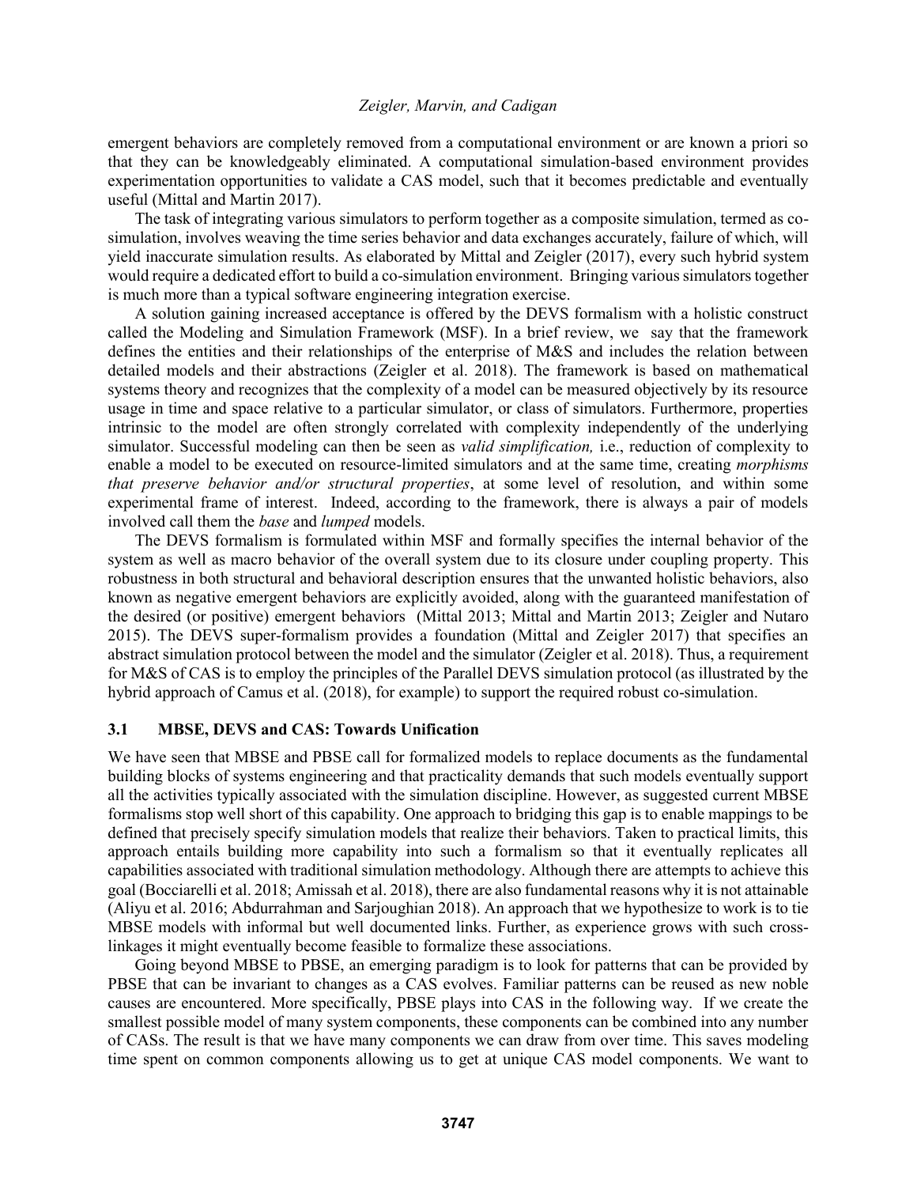emergent behaviors are completely removed from a computational environment or are known a priori so that they can be knowledgeably eliminated. A computational simulation-based environment provides experimentation opportunities to validate a CAS model, such that it becomes predictable and eventually useful (Mittal and Martin 2017).

The task of integrating various simulators to perform together as a composite simulation, termed as co-simulation, involves weaving the time series behavior and data exchanges accurately, failure of which, will yield inaccurate simulation results. As elaborated by Mittal and Zeigler (2017), every such hybrid system would require a dedicated effort to build a co-simulation environment. Bringing various simulators together is much more than a typical software engineering integration exercise.

A solution gaining increased acceptance is offered by the DEVS formalism with a holistic construct called the Modeling and Simulation Framework (MSF). In a brief review, we say that the framework defines the entities and their relationships of the enterprise of M&S and includes the relation between detailed models and their abstractions (Zeigler et al. 2018). The framework is based on mathematical systems theory and recognizes that the complexity of a model can be measured objectively by its resource usage in time and space relative to a particular simulator, or class of simulators. Furthermore, properties intrinsic to the model are often strongly correlated with complexity independently of the underlying simulator. Successful modeling can then be seen as *valid simplification,* i.e., reduction of complexity to enable a model to be executed on resource-limited simulators and at the same time, creating *morphisms that preserve behavior and/or structural properties*, at some level of resolution, and within some experimental frame of interest. Indeed, according to the framework, there is always a pair of models involved call them the *base* and *lumped* models.

The DEVS formalism is formulated within MSF and formally specifies the internal behavior of the system as well as macro behavior of the overall system due to its closure under coupling property. This robustness in both structural and behavioral description ensures that the unwanted holistic behaviors, also known as negative emergent behaviors are explicitly avoided, along with the guaranteed manifestation of the desired (or positive) emergent behaviors (Mittal 2013; Mittal and Martin 2013; Zeigler and Nutaro 2015). The DEVS super-formalism provides a foundation (Mittal and Zeigler 2017) that specifies an abstract simulation protocol between the model and the simulator (Zeigler et al. 2018). Thus, a requirement for M&S of CAS is to employ the principles of the Parallel DEVS simulation protocol (as illustrated by the hybrid approach of Camus et al. (2018), for example) to support the required robust co-simulation.

### 3.1 MBSE, DEVS and CAS: Towards Unification

We have seen that MBSE and PBSE call for formalized models to replace documents as the fundamental building blocks of systems engineering and that practicality demands that such models eventually support all the activities typically associated with the simulation discipline. However, as suggested current MBSE formalisms stop well short of this capability. One approach to bridging this gap is to enable mappings to be defined that precisely specify simulation models that realize their behaviors. Taken to practical limits, this approach entails building more capability into such a formalism so that it eventually replicates all capabilities associated with traditional simulation methodology. Although there are attempts to achieve this goal (Bocciarelli et al. 2018; Amissah et al. 2018), there are also fundamental reasons why it is not attainable (Aliyu et al. 2016; Abdurrahman and Sarjoughian 2018). An approach that we hypothesize to work is to tie MBSE models with informal but well documented links. Further, as experience grows with such cross-linkages it might eventually become feasible to formalize these associations.

Going beyond MBSE to PBSE, an emerging paradigm is to look for patterns that can be provided by PBSE that can be invariant to changes as a CAS evolves. Familiar patterns can be reused as new noble causes are encountered. More specifically, PBSE plays into CAS in the following way. If we create the smallest possible model of many system components, these components can be combined into any number of CASs. The result is that we have many components we can draw from over time. This saves modeling time spent on common components allowing us to get at unique CAS model components. We want to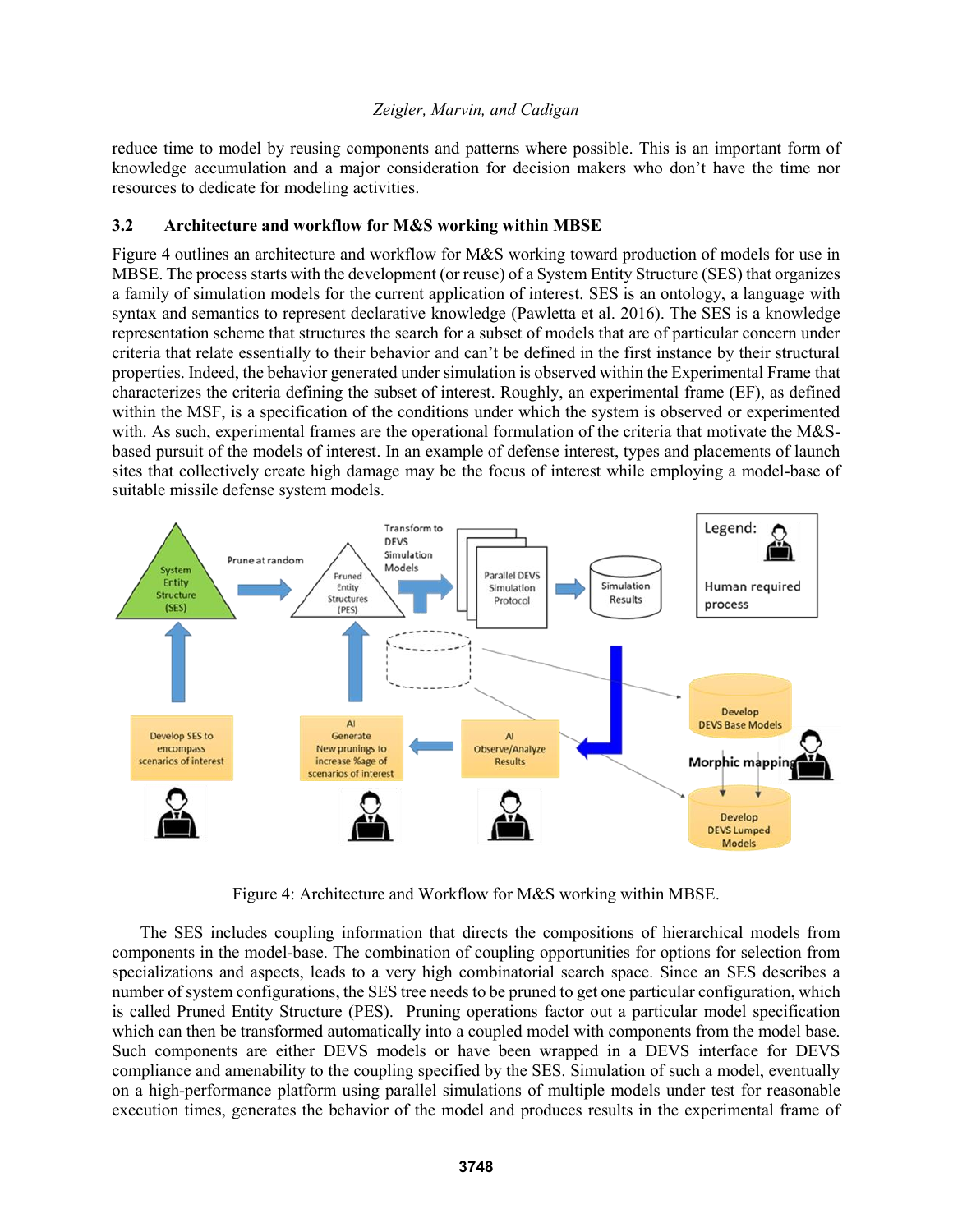reduce time to model by reusing components and patterns where possible. This is an important form of knowledge accumulation and a major consideration for decision makers who don't have the time nor resources to dedicate for modeling activities.

### 3.2 Architecture and workflow for M&S working within MBSE

Figure 4 outlines an architecture and workflow for M&S working toward production of models for use in MBSE. The process starts with the development (or reuse) of a System Entity Structure (SES) that organizes a family of simulation models for the current application of interest. SES is an ontology, a language with syntax and semantics to represent declarative knowledge (Pawletta et al. 2016). The SES is a knowledge representation scheme that structures the search for a subset of models that are of particular concern under criteria that relate essentially to their behavior and can't be defined in the first instance by their structural properties. Indeed, the behavior generated under simulation is observed within the Experimental Frame that characterizes the criteria defining the subset of interest. Roughly, an experimental frame (EF), as defined within the MSF, is a specification of the conditions under which the system is observed or experimented with. As such, experimental frames are the operational formulation of the criteria that motivate the M&S-based pursuit of the models of interest. In an example of defense interest, types and placements of launch sites that collectively create high damage may be the focus of interest while employing a model-base of suitable missile defense system models.

Figure 4: Architecture and Workflow for M&S working within MBSE.

The SES includes coupling information that directs the compositions of hierarchical models from components in the model-base. The combination of coupling opportunities for options for selection from specializations and aspects, leads to a very high combinatorial search space. Since an SES describes a number of system configurations, the SES tree needs to be pruned to get one particular configuration, which is called Pruned Entity Structure (PES). Pruning operations factor out a particular model specification which can then be transformed automatically into a coupled model with components from the model base. Such components are either DEVS models or have been wrapped in a DEVS interface for DEVS compliance and amenability to the coupling specified by the SES. Simulation of such a model, eventually on a high-performance platform using parallel simulations of multiple models under test for reasonable execution times, generates the behavior of the model and produces results in the experimental frame of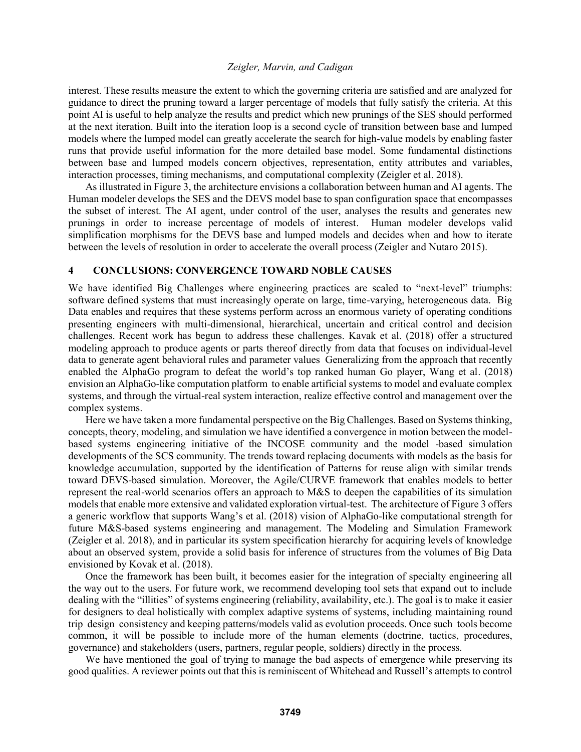interest. These results measure the extent to which the governing criteria are satisfied and are analyzed for guidance to direct the pruning toward a larger percentage of models that fully satisfy the criteria. At this point AI is useful to help analyze the results and predict which new prunings of the SES should performed at the next iteration. Built into the iteration loop is a second cycle of transition between base and lumped models where the lumped model can greatly accelerate the search for high-value models by enabling faster runs that provide useful information for the more detailed base model. Some fundamental distinctions between base and lumped models concern objectives, representation, entity attributes and variables, interaction processes, timing mechanisms, and computational complexity (Zeigler et al. 2018).

As illustrated in Figure 3, the architecture envisions a collaboration between human and AI agents. The Human modeler develops the SES and the DEVS model base to span configuration space that encompasses the subset of interest. The AI agent, under control of the user, analyses the results and generates new prunings in order to increase percentage of models of interest. Human modeler develops valid simplification morphisms for the DEVS base and lumped models and decides when and how to iterate between the levels of resolution in order to accelerate the overall process (Zeigler and Nutaro 2015).

## 4 CONCLUSIONS: CONVERGENCE TOWARD NOBLE CAUSES

We have identified Big Challenges where engineering practices are scaled to "next-level" triumphs: software defined systems that must increasingly operate on large, time-varying, heterogeneous data. Big Data enables and requires that these systems perform across an enormous variety of operating conditions presenting engineers with multi-dimensional, hierarchical, uncertain and critical control and decision challenges. Recent work has begun to address these challenges. Kavak et al. (2018) offer a structured modeling approach to produce agents or parts thereof directly from data that focuses on individual-level data to generate agent behavioral rules and parameter values Generalizing from the approach that recently enabled the AlphaGo program to defeat the world's top ranked human Go player, Wang et al. (2018) envision an AlphaGo-like computation platform to enable artificial systems to model and evaluate complex systems, and through the virtual-real system interaction, realize effective control and management over the complex systems.

Here we have taken a more fundamental perspective on the Big Challenges. Based on Systems thinking, concepts, theory, modeling, and simulation we have identified a convergence in motion between the model-based systems engineering initiative of the INCOSE community and the model -based simulation developments of the SCS community. The trends toward replacing documents with models as the basis for knowledge accumulation, supported by the identification of Patterns for reuse align with similar trends toward DEVS-based simulation. Moreover, the Agile/CURVE framework that enables models to better represent the real-world scenarios offers an approach to M&S to deepen the capabilities of its simulation models that enable more extensive and validated exploration virtual-test. The architecture of Figure 3 offers a generic workflow that supports Wang's et al. (2018) vision of AlphaGo-like computational strength for future M&S-based systems engineering and management. The Modeling and Simulation Framework (Zeigler et al. 2018), and in particular its system specification hierarchy for acquiring levels of knowledge about an observed system, provide a solid basis for inference of structures from the volumes of Big Data envisioned by Kovak et al. (2018).

Once the framework has been built, it becomes easier for the integration of specialty engineering all the way out to the users. For future work, we recommend developing tool sets that expand out to include dealing with the "illities" of systems engineering (reliability, availability, etc.). The goal is to make it easier for designers to deal holistically with complex adaptive systems of systems, including maintaining round trip design consistency and keeping patterns/models valid as evolution proceeds. Once such tools become common, it will be possible to include more of the human elements (doctrine, tactics, procedures, governance) and stakeholders (users, partners, regular people, soldiers) directly in the process.

We have mentioned the goal of trying to manage the bad aspects of emergence while preserving its good qualities. A reviewer points out that this is reminiscent of Whitehead and Russell's attempts to control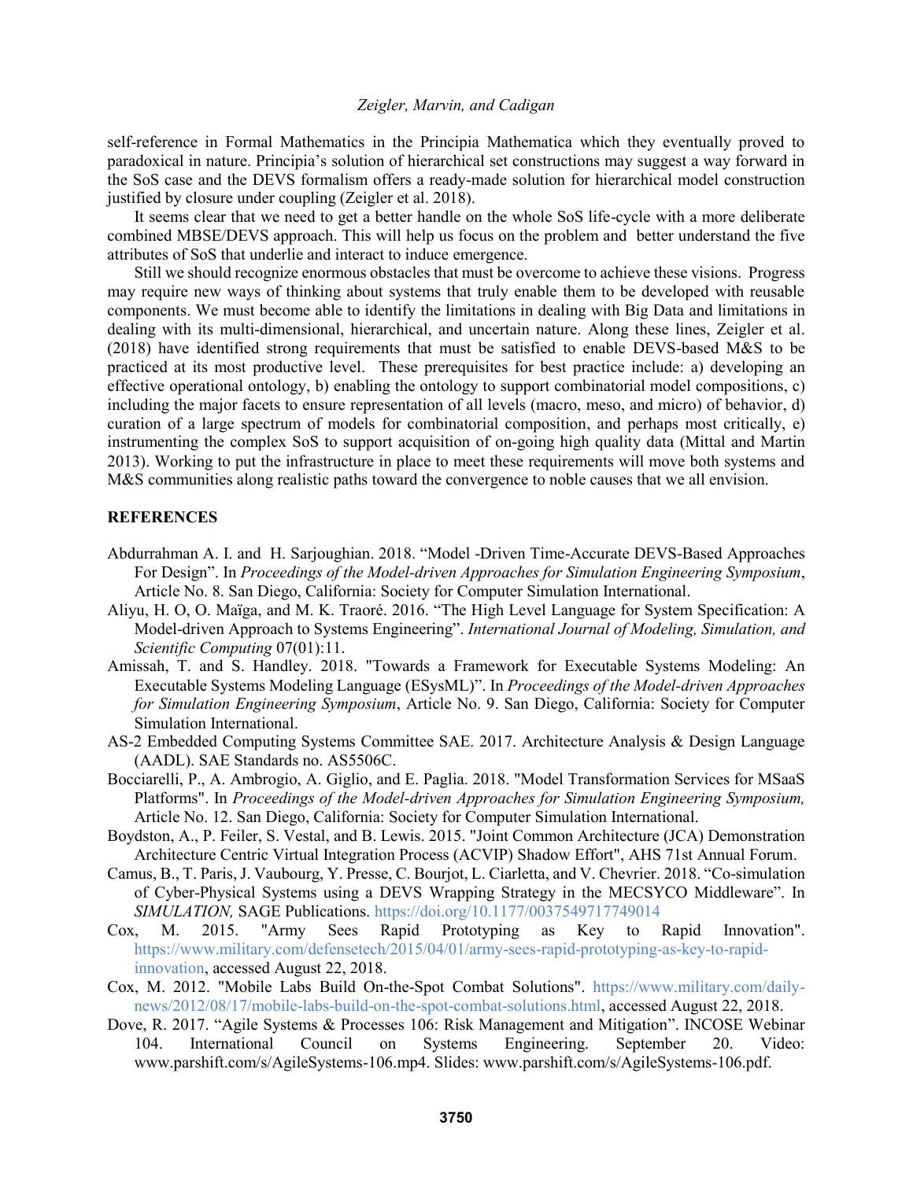self-reference in Formal Mathematics in the Principia Mathematica which they eventually proved to paradoxical in nature. Principia's solution of hierarchical set constructions may suggest a way forward in the SoS case and the DEVS formalism offers a ready-made solution for hierarchical model construction justified by closure under coupling (Zeigler et al. 2018).

It seems clear that we need to get a better handle on the whole SoS life-cycle with a more deliberate combined MBSE/DEVS approach. This will help us focus on the problem and better understand the five attributes of SoS that underlie and interact to induce emergence.

Still we should recognize enormous obstacles that must be overcome to achieve these visions. Progress may require new ways of thinking about systems that truly enable them to be developed with reusable components. We must become able to identify the limitations in dealing with Big Data and limitations in dealing with its multi-dimensional, hierarchical, and uncertain nature. Along these lines, Zeigler et al. (2018) have identified strong requirements that must be satisfied to enable DEVS-based M&S to be practiced at its most productive level. These prerequisites for best practice include: a) developing an effective operational ontology, b) enabling the ontology to support combinatorial model compositions, c) including the major facets to ensure representation of all levels (macro, meso, and micro) of behavior, d) curation of a large spectrum of models for combinatorial composition, and perhaps most critically, e) instrumenting the complex SoS to support acquisition of on-going high quality data (Mittal and Martin 2013). Working to put the infrastructure in place to meet these requirements will move both systems and M&S communities along realistic paths toward the convergence to noble causes that we all envision.

## REFERENCES

Abdurrahman A. I. and H. Sarjoughian. 2018. "Model -Driven Time-Accurate DEVS-Based Approaches For Design". In *Proceedings of the Model-driven Approaches for Simulation Engineering Symposium*, Article No. 8. San Diego, California: Society for Computer Simulation International.

Aliyu, H. O, O. Maïga, and M. K. Traoré. 2016. "The High Level Language for System Specification: A Model-driven Approach to Systems Engineering". *International Journal of Modeling, Simulation, and Scientific Computing* 07(01):11.

Amissah, T. and S. Handley. 2018. "Towards a Framework for Executable Systems Modeling: An Executable Systems Modeling Language (ESysML)". In *Proceedings of the Model-driven Approaches for Simulation Engineering Symposium*, Article No. 9. San Diego, California: Society for Computer Simulation International.

AS-2 Embedded Computing Systems Committee SAE. 2017. Architecture Analysis & Design Language (AADL). SAE Standards no. AS5506C.

Bocciarelli, P., A. Ambrogio, A. Giglio, and E. Paglia. 2018. "Model Transformation Services for MSaaS Platforms". In *Proceedings of the Model-driven Approaches for Simulation Engineering Symposium,* Article No. 12. San Diego, California: Society for Computer Simulation International.

Boydston, A., P. Feiler, S. Vestal, and B. Lewis. 2015. "Joint Common Architecture (JCA) Demonstration Architecture Centric Virtual Integration Process (ACVIP) Shadow Effort", AHS 71st Annual Forum.

Camus, B., T. Paris, J. Vaubourg, Y. Presse, C. Bourjot, L. Ciarletta, and V. Chevrier. 2018. "Co-simulation of Cyber-Physical Systems using a DEVS Wrapping Strategy in the MECSYCO Middleware". In *SIMULATION,* SAGE Publications. https://doi.org/10.1177/0037549717749014

Cox, M. 2015. "Army Sees Rapid Prototyping as Key to Rapid Innovation". https://www.military.com/defensetech/2015/04/01/army-sees-rapid-prototyping-as-key-to-rapid-innovation, accessed August 22, 2018.

Cox, M. 2012. "Mobile Labs Build On-the-Spot Combat Solutions". https://www.military.com/daily-news/2012/08/17/mobile-labs-build-on-the-spot-combat-solutions.html, accessed August 22, 2018.

Dove, R. 2017. "Agile Systems & Processes 106: Risk Management and Mitigation". INCOSE Webinar 104. International Council on Systems Engineering. September 20. Video: www.parshift.com/s/AgileSystems-106.mp4. Slides: www.parshift.com/s/AgileSystems-106.pdf.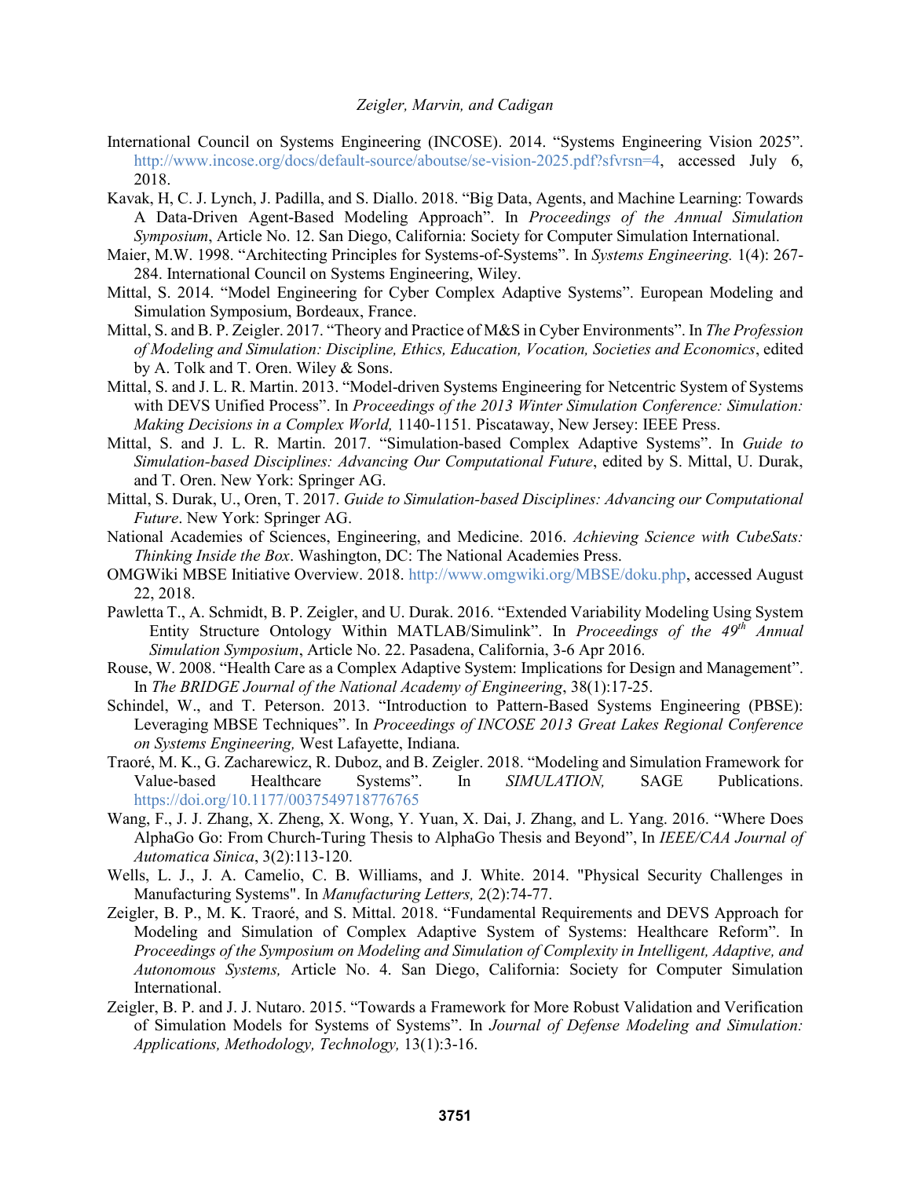International Council on Systems Engineering (INCOSE). 2014. “Systems Engineering Vision 2025”. http://www.incose.org/docs/default-source/aboutse/se-vision-2025.pdf?sfvrsn=4, accessed July 6, 2018.

Kavak, H, C. J. Lynch, J. Padilla, and S. Diallo. 2018. “Big Data, Agents, and Machine Learning: Towards A Data-Driven Agent-Based Modeling Approach”. In *Proceedings of the Annual Simulation Symposium*, Article No. 12. San Diego, California: Society for Computer Simulation International.

Maier, M.W. 1998. “Architecting Principles for Systems-of-Systems”. In *Systems Engineering.* 1(4): 267-284. International Council on Systems Engineering, Wiley.

Mittal, S. 2014. “Model Engineering for Cyber Complex Adaptive Systems”. European Modeling and Simulation Symposium, Bordeaux, France.

Mittal, S. and B. P. Zeigler. 2017. “Theory and Practice of M&S in Cyber Environments”. In *The Profession of Modeling and Simulation: Discipline, Ethics, Education, Vocation, Societies and Economics*, edited by A. Tolk and T. Oren. Wiley & Sons.

Mittal, S. and J. L. R. Martin. 2013. “Model-driven Systems Engineering for Netcentric System of Systems with DEVS Unified Process”. In *Proceedings of the 2013 Winter Simulation Conference: Simulation: Making Decisions in a Complex World,* 1140-1151*.* Piscataway, New Jersey: IEEE Press.

Mittal, S. and J. L. R. Martin. 2017. “Simulation-based Complex Adaptive Systems”. In *Guide to Simulation-based Disciplines: Advancing Our Computational Future*, edited by S. Mittal, U. Durak, and T. Oren. New York: Springer AG.

Mittal, S. Durak, U., Oren, T. 2017. *Guide to Simulation-based Disciplines: Advancing our Computational Future*. New York: Springer AG.

National Academies of Sciences, Engineering, and Medicine. 2016. *Achieving Science with CubeSats: Thinking Inside the Box*. Washington, DC: The National Academies Press.

OMGWiki MBSE Initiative Overview. 2018. http://www.omgwiki.org/MBSE/doku.php, accessed August 22, 2018.

Pawletta T., A. Schmidt, B. P. Zeigler, and U. Durak. 2016. “Extended Variability Modeling Using System Entity Structure Ontology Within MATLAB/Simulink”. In *Proceedings of the 49th Annual Simulation Symposium*, Article No. 22. Pasadena, California, 3-6 Apr 2016.

Rouse, W. 2008. “Health Care as a Complex Adaptive System: Implications for Design and Management”. In *The BRIDGE Journal of the National Academy of Engineering*, 38(1):17-25.

Schindel, W., and T. Peterson. 2013. “Introduction to Pattern-Based Systems Engineering (PBSE): Leveraging MBSE Techniques”. In *Proceedings of INCOSE 2013 Great Lakes Regional Conference on Systems Engineering,* West Lafayette, Indiana.

Traoré, M. K., G. Zacharewicz, R. Duboz, and B. Zeigler. 2018. “Modeling and Simulation Framework for Value-based Healthcare Systems”. In *SIMULATION,* SAGE Publications. https://doi.org/10.1177/0037549718776765

Wang, F., J. J. Zhang, X. Zheng, X. Wong, Y. Yuan, X. Dai, J. Zhang, and L. Yang. 2016. “Where Does AlphaGo Go: From Church-Turing Thesis to AlphaGo Thesis and Beyond”, In *IEEE/CAA Journal of Automatica Sinica*, 3(2):113-120.

Wells, L. J., J. A. Camelio, C. B. Williams, and J. White. 2014. "Physical Security Challenges in Manufacturing Systems". In *Manufacturing Letters,* 2(2):74-77.

Zeigler, B. P., M. K. Traoré, and S. Mittal. 2018. “Fundamental Requirements and DEVS Approach for Modeling and Simulation of Complex Adaptive System of Systems: Healthcare Reform”. In *Proceedings of the Symposium on Modeling and Simulation of Complexity in Intelligent, Adaptive, and Autonomous Systems,* Article No. 4. San Diego, California: Society for Computer Simulation International.

Zeigler, B. P. and J. J. Nutaro. 2015. “Towards a Framework for More Robust Validation and Verification of Simulation Models for Systems of Systems”. In *Journal of Defense Modeling and Simulation: Applications, Methodology, Technology,* 13(1):3-16.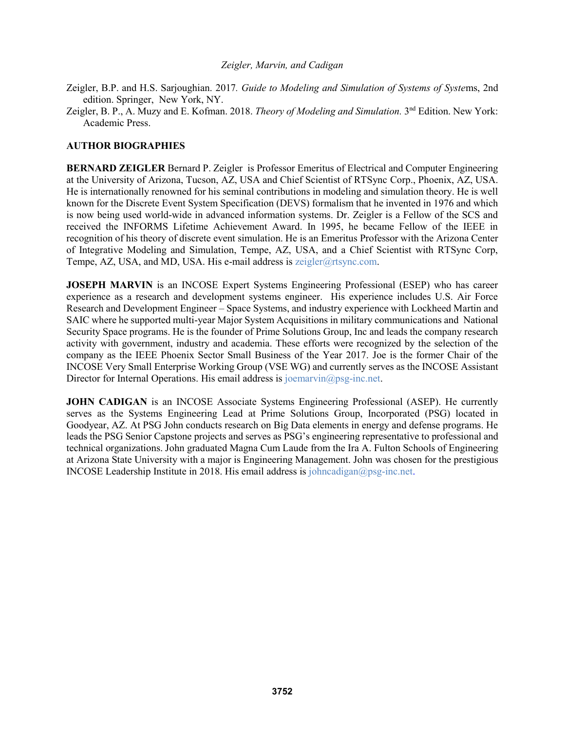Zeigler, B.P. and H.S. Sarjoughian. 2017*. Guide to Modeling and Simulation of Systems of Syste*ms, 2nd edition. Springer, New York, NY.

Zeigler, B. P., A. Muzy and E. Kofman. 2018. *Theory of Modeling and Simulation.* 3rd Edition. New York: Academic Press.

## AUTHOR BIOGRAPHIES

**BERNARD ZEIGLER** Bernard P. Zeigler is Professor Emeritus of Electrical and Computer Engineering at the University of Arizona, Tucson, AZ, USA and Chief Scientist of RTSync Corp., Phoenix, AZ, USA. He is internationally renowned for his seminal contributions in modeling and simulation theory. He is well known for the Discrete Event System Specification (DEVS) formalism that he invented in 1976 and which is now being used world-wide in advanced information systems. Dr. Zeigler is a Fellow of the SCS and received the INFORMS Lifetime Achievement Award. In 1995, he became Fellow of the IEEE in recognition of his theory of discrete event simulation. He is an Emeritus Professor with the Arizona Center of Integrative Modeling and Simulation, Tempe, AZ, USA, and a Chief Scientist with RTSync Corp, Tempe, AZ, USA, and MD, USA. His e-mail address is zeigler@rtsync.com.

**JOSEPH MARVIN** is an INCOSE Expert Systems Engineering Professional (ESEP) who has career experience as a research and development systems engineer. His experience includes U.S. Air Force Research and Development Engineer – Space Systems, and industry experience with Lockheed Martin and SAIC where he supported multi-year Major System Acquisitions in military communications and National Security Space programs. He is the founder of Prime Solutions Group, Inc and leads the company research activity with government, industry and academia. These efforts were recognized by the selection of the company as the IEEE Phoenix Sector Small Business of the Year 2017. Joe is the former Chair of the INCOSE Very Small Enterprise Working Group (VSE WG) and currently serves as the INCOSE Assistant Director for Internal Operations. His email address is joemarvin@psg-inc.net.

**JOHN CADIGAN** is an INCOSE Associate Systems Engineering Professional (ASEP). He currently serves as the Systems Engineering Lead at Prime Solutions Group, Incorporated (PSG) located in Goodyear, AZ. At PSG John conducts research on Big Data elements in energy and defense programs. He leads the PSG Senior Capstone projects and serves as PSG's engineering representative to professional and technical organizations. John graduated Magna Cum Laude from the Ira A. Fulton Schools of Engineering at Arizona State University with a major is Engineering Management. John was chosen for the prestigious INCOSE Leadership Institute in 2018. His email address is johncadigan@psg-inc.net.